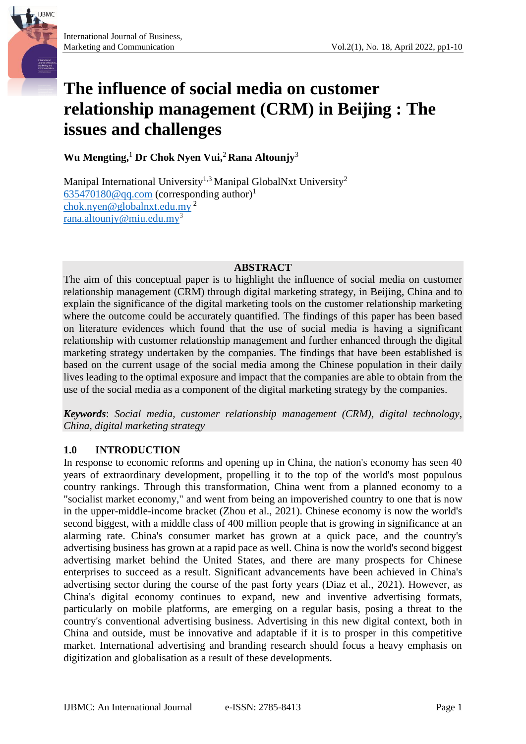# The influence of social media on customer relationship management (CRM) in Beijing : The issues and challenges

**Wu Mengting,**[1] **Dr Chok Nyen Vui,**[2] **Rana Altounjy**[3]

Manipal International University[1,3] Manipal GlobalNxt University[2]
635470180@qq.com (corresponding author)[1]
chok.nyen@globalnxt.edu.my [2]
rana.altounjy@miu.edu.my[3]

## ABSTRACT

The aim of this conceptual paper is to highlight the influence of social media on customer relationship management (CRM) through digital marketing strategy, in Beijing, China and to explain the significance of the digital marketing tools on the customer relationship marketing where the outcome could be accurately quantified. The findings of this paper has been based on literature evidences which found that the use of social media is having a significant relationship with customer relationship management and further enhanced through the digital marketing strategy undertaken by the companies. The findings that have been established is based on the current usage of the social media among the Chinese population in their daily lives leading to the optimal exposure and impact that the companies are able to obtain from the use of the social media as a component of the digital marketing strategy by the companies.

***Keywords***: *Social media, customer relationship management (CRM), digital technology, China, digital marketing strategy*

## 1.0 INTRODUCTION

In response to economic reforms and opening up in China, the nation's economy has seen 40 years of extraordinary development, propelling it to the top of the world's most populous country rankings. Through this transformation, China went from a planned economy to a "socialist market economy," and went from being an impoverished country to one that is now in the upper-middle-income bracket (Zhou et al., 2021). Chinese economy is now the world's second biggest, with a middle class of 400 million people that is growing in significance at an alarming rate. China's consumer market has grown at a quick pace, and the country's advertising business has grown at a rapid pace as well. China is now the world's second biggest advertising market behind the United States, and there are many prospects for Chinese enterprises to succeed as a result. Significant advancements have been achieved in China's advertising sector during the course of the past forty years (Diaz et al., 2021). However, as China's digital economy continues to expand, new and inventive advertising formats, particularly on mobile platforms, are emerging on a regular basis, posing a threat to the country's conventional advertising business. Advertising in this new digital context, both in China and outside, must be innovative and adaptable if it is to prosper in this competitive market. International advertising and branding research should focus a heavy emphasis on digitization and globalisation as a result of these developments.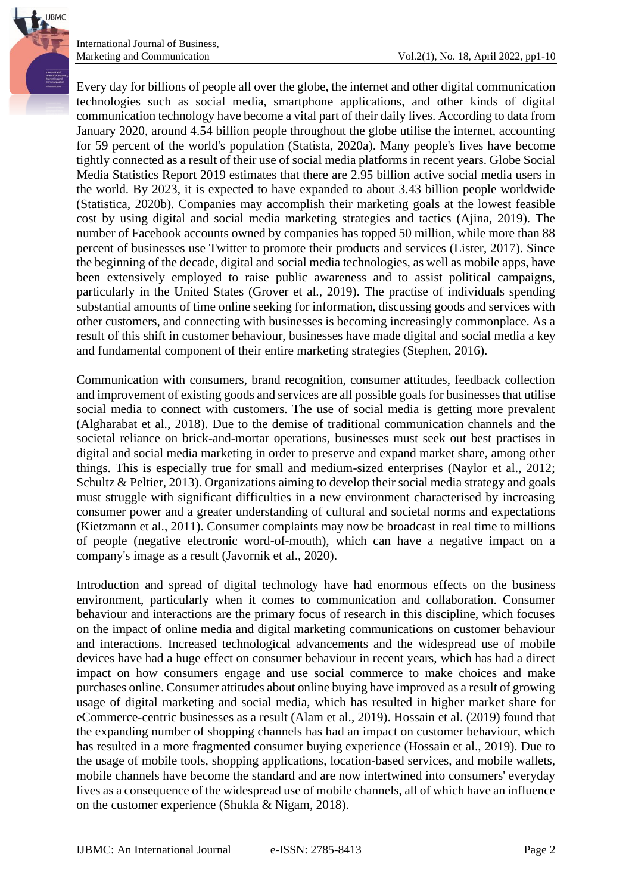Every day for billions of people all over the globe, the internet and other digital communication technologies such as social media, smartphone applications, and other kinds of digital communication technology have become a vital part of their daily lives. According to data from January 2020, around 4.54 billion people throughout the globe utilise the internet, accounting for 59 percent of the world's population (Statista, 2020a). Many people's lives have become tightly connected as a result of their use of social media platforms in recent years. Globe Social Media Statistics Report 2019 estimates that there are 2.95 billion active social media users in the world. By 2023, it is expected to have expanded to about 3.43 billion people worldwide (Statistica, 2020b). Companies may accomplish their marketing goals at the lowest feasible cost by using digital and social media marketing strategies and tactics (Ajina, 2019). The number of Facebook accounts owned by companies has topped 50 million, while more than 88 percent of businesses use Twitter to promote their products and services (Lister, 2017). Since the beginning of the decade, digital and social media technologies, as well as mobile apps, have been extensively employed to raise public awareness and to assist political campaigns, particularly in the United States (Grover et al., 2019). The practise of individuals spending substantial amounts of time online seeking for information, discussing goods and services with other customers, and connecting with businesses is becoming increasingly commonplace. As a result of this shift in customer behaviour, businesses have made digital and social media a key and fundamental component of their entire marketing strategies (Stephen, 2016).

Communication with consumers, brand recognition, consumer attitudes, feedback collection and improvement of existing goods and services are all possible goals for businesses that utilise social media to connect with customers. The use of social media is getting more prevalent (Algharabat et al., 2018). Due to the demise of traditional communication channels and the societal reliance on brick-and-mortar operations, businesses must seek out best practises in digital and social media marketing in order to preserve and expand market share, among other things. This is especially true for small and medium-sized enterprises (Naylor et al., 2012; Schultz & Peltier, 2013). Organizations aiming to develop their social media strategy and goals must struggle with significant difficulties in a new environment characterised by increasing consumer power and a greater understanding of cultural and societal norms and expectations (Kietzmann et al., 2011). Consumer complaints may now be broadcast in real time to millions of people (negative electronic word-of-mouth), which can have a negative impact on a company's image as a result (Javornik et al., 2020).

Introduction and spread of digital technology have had enormous effects on the business environment, particularly when it comes to communication and collaboration. Consumer behaviour and interactions are the primary focus of research in this discipline, which focuses on the impact of online media and digital marketing communications on customer behaviour and interactions. Increased technological advancements and the widespread use of mobile devices have had a huge effect on consumer behaviour in recent years, which has had a direct impact on how consumers engage and use social commerce to make choices and make purchases online. Consumer attitudes about online buying have improved as a result of growing usage of digital marketing and social media, which has resulted in higher market share for eCommerce-centric businesses as a result (Alam et al., 2019). Hossain et al. (2019) found that the expanding number of shopping channels has had an impact on customer behaviour, which has resulted in a more fragmented consumer buying experience (Hossain et al., 2019). Due to the usage of mobile tools, shopping applications, location-based services, and mobile wallets, mobile channels have become the standard and are now intertwined into consumers' everyday lives as a consequence of the widespread use of mobile channels, all of which have an influence on the customer experience (Shukla & Nigam, 2018).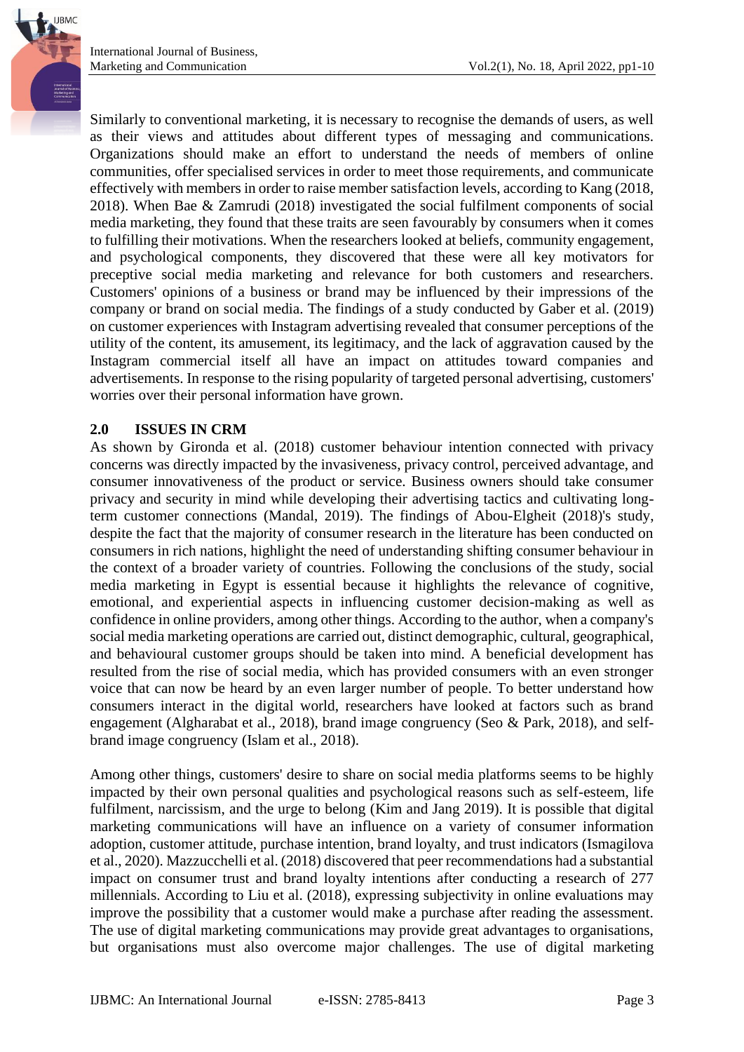Similarly to conventional marketing, it is necessary to recognise the demands of users, as well as their views and attitudes about different types of messaging and communications. Organizations should make an effort to understand the needs of members of online communities, offer specialised services in order to meet those requirements, and communicate effectively with members in order to raise member satisfaction levels, according to Kang (2018, 2018). When Bae & Zamrudi (2018) investigated the social fulfilment components of social media marketing, they found that these traits are seen favourably by consumers when it comes to fulfilling their motivations. When the researchers looked at beliefs, community engagement, and psychological components, they discovered that these were all key motivators for preceptive social media marketing and relevance for both customers and researchers. Customers' opinions of a business or brand may be influenced by their impressions of the company or brand on social media. The findings of a study conducted by Gaber et al. (2019) on customer experiences with Instagram advertising revealed that consumer perceptions of the utility of the content, its amusement, its legitimacy, and the lack of aggravation caused by the Instagram commercial itself all have an impact on attitudes toward companies and advertisements. In response to the rising popularity of targeted personal advertising, customers' worries over their personal information have grown.

## 2.0 ISSUES IN CRM

As shown by Gironda et al. (2018) customer behaviour intention connected with privacy concerns was directly impacted by the invasiveness, privacy control, perceived advantage, and consumer innovativeness of the product or service. Business owners should take consumer privacy and security in mind while developing their advertising tactics and cultivating long-term customer connections (Mandal, 2019). The findings of Abou-Elgheit (2018)'s study, despite the fact that the majority of consumer research in the literature has been conducted on consumers in rich nations, highlight the need of understanding shifting consumer behaviour in the context of a broader variety of countries. Following the conclusions of the study, social media marketing in Egypt is essential because it highlights the relevance of cognitive, emotional, and experiential aspects in influencing customer decision-making as well as confidence in online providers, among other things. According to the author, when a company's social media marketing operations are carried out, distinct demographic, cultural, geographical, and behavioural customer groups should be taken into mind. A beneficial development has resulted from the rise of social media, which has provided consumers with an even stronger voice that can now be heard by an even larger number of people. To better understand how consumers interact in the digital world, researchers have looked at factors such as brand engagement (Algharabat et al., 2018), brand image congruency (Seo & Park, 2018), and self-brand image congruency (Islam et al., 2018).

Among other things, customers' desire to share on social media platforms seems to be highly impacted by their own personal qualities and psychological reasons such as self-esteem, life fulfilment, narcissism, and the urge to belong (Kim and Jang 2019). It is possible that digital marketing communications will have an influence on a variety of consumer information adoption, customer attitude, purchase intention, brand loyalty, and trust indicators (Ismagilova et al., 2020). Mazzucchelli et al. (2018) discovered that peer recommendations had a substantial impact on consumer trust and brand loyalty intentions after conducting a research of 277 millennials. According to Liu et al. (2018), expressing subjectivity in online evaluations may improve the possibility that a customer would make a purchase after reading the assessment. The use of digital marketing communications may provide great advantages to organisations, but organisations must also overcome major challenges. The use of digital marketing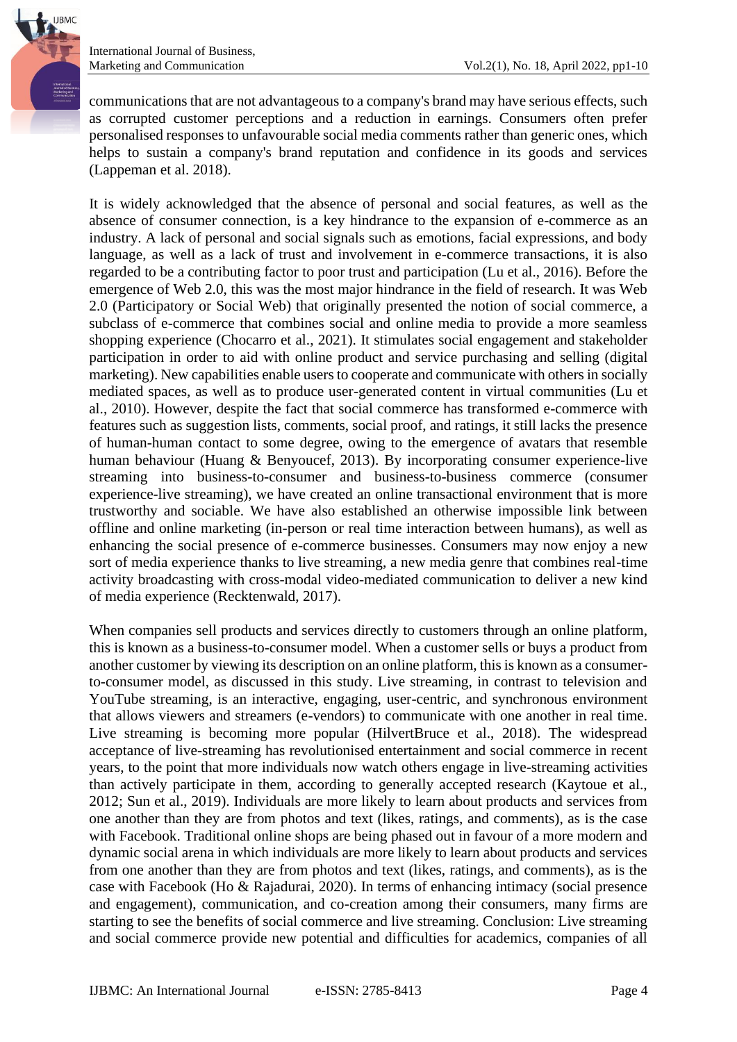communications that are not advantageous to a company's brand may have serious effects, such as corrupted customer perceptions and a reduction in earnings. Consumers often prefer personalised responses to unfavourable social media comments rather than generic ones, which helps to sustain a company's brand reputation and confidence in its goods and services (Lappeman et al. 2018).

It is widely acknowledged that the absence of personal and social features, as well as the absence of consumer connection, is a key hindrance to the expansion of e-commerce as an industry. A lack of personal and social signals such as emotions, facial expressions, and body language, as well as a lack of trust and involvement in e-commerce transactions, it is also regarded to be a contributing factor to poor trust and participation (Lu et al., 2016). Before the emergence of Web 2.0, this was the most major hindrance in the field of research. It was Web 2.0 (Participatory or Social Web) that originally presented the notion of social commerce, a subclass of e-commerce that combines social and online media to provide a more seamless shopping experience (Chocarro et al., 2021). It stimulates social engagement and stakeholder participation in order to aid with online product and service purchasing and selling (digital marketing). New capabilities enable users to cooperate and communicate with others in socially mediated spaces, as well as to produce user-generated content in virtual communities (Lu et al., 2010). However, despite the fact that social commerce has transformed e-commerce with features such as suggestion lists, comments, social proof, and ratings, it still lacks the presence of human-human contact to some degree, owing to the emergence of avatars that resemble human behaviour (Huang & Benyoucef, 2013). By incorporating consumer experience-live streaming into business-to-consumer and business-to-business commerce (consumer experience-live streaming), we have created an online transactional environment that is more trustworthy and sociable. We have also established an otherwise impossible link between offline and online marketing (in-person or real time interaction between humans), as well as enhancing the social presence of e-commerce businesses. Consumers may now enjoy a new sort of media experience thanks to live streaming, a new media genre that combines real-time activity broadcasting with cross-modal video-mediated communication to deliver a new kind of media experience (Recktenwald, 2017).

When companies sell products and services directly to customers through an online platform, this is known as a business-to-consumer model. When a customer sells or buys a product from another customer by viewing its description on an online platform, this is known as a consumer-to-consumer model, as discussed in this study. Live streaming, in contrast to television and YouTube streaming, is an interactive, engaging, user-centric, and synchronous environment that allows viewers and streamers (e-vendors) to communicate with one another in real time. Live streaming is becoming more popular (HilvertBruce et al., 2018). The widespread acceptance of live-streaming has revolutionised entertainment and social commerce in recent years, to the point that more individuals now watch others engage in live-streaming activities than actively participate in them, according to generally accepted research (Kaytoue et al., 2012; Sun et al., 2019). Individuals are more likely to learn about products and services from one another than they are from photos and text (likes, ratings, and comments), as is the case with Facebook. Traditional online shops are being phased out in favour of a more modern and dynamic social arena in which individuals are more likely to learn about products and services from one another than they are from photos and text (likes, ratings, and comments), as is the case with Facebook (Ho & Rajadurai, 2020). In terms of enhancing intimacy (social presence and engagement), communication, and co-creation among their consumers, many firms are starting to see the benefits of social commerce and live streaming. Conclusion: Live streaming and social commerce provide new potential and difficulties for academics, companies of all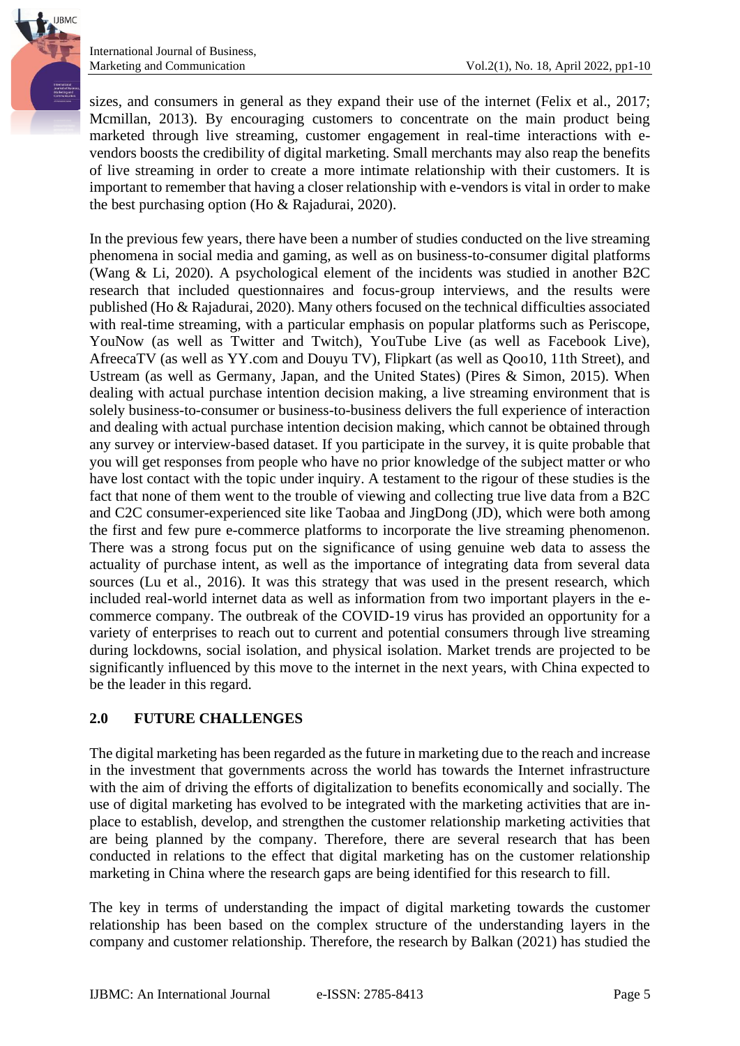sizes, and consumers in general as they expand their use of the internet (Felix et al., 2017; Mcmillan, 2013). By encouraging customers to concentrate on the main product being marketed through live streaming, customer engagement in real-time interactions with e-vendors boosts the credibility of digital marketing. Small merchants may also reap the benefits of live streaming in order to create a more intimate relationship with their customers. It is important to remember that having a closer relationship with e-vendors is vital in order to make the best purchasing option (Ho & Rajadurai, 2020).

In the previous few years, there have been a number of studies conducted on the live streaming phenomena in social media and gaming, as well as on business-to-consumer digital platforms (Wang & Li, 2020). A psychological element of the incidents was studied in another B2C research that included questionnaires and focus-group interviews, and the results were published (Ho & Rajadurai, 2020). Many others focused on the technical difficulties associated with real-time streaming, with a particular emphasis on popular platforms such as Periscope, YouNow (as well as Twitter and Twitch), YouTube Live (as well as Facebook Live), AfreecaTV (as well as YY.com and Douyu TV), Flipkart (as well as Qoo10, 11th Street), and Ustream (as well as Germany, Japan, and the United States) (Pires & Simon, 2015). When dealing with actual purchase intention decision making, a live streaming environment that is solely business-to-consumer or business-to-business delivers the full experience of interaction and dealing with actual purchase intention decision making, which cannot be obtained through any survey or interview-based dataset. If you participate in the survey, it is quite probable that you will get responses from people who have no prior knowledge of the subject matter or who have lost contact with the topic under inquiry. A testament to the rigour of these studies is the fact that none of them went to the trouble of viewing and collecting true live data from a B2C and C2C consumer-experienced site like Taobaa and JingDong (JD), which were both among the first and few pure e-commerce platforms to incorporate the live streaming phenomenon. There was a strong focus put on the significance of using genuine web data to assess the actuality of purchase intent, as well as the importance of integrating data from several data sources (Lu et al., 2016). It was this strategy that was used in the present research, which included real-world internet data as well as information from two important players in the e-commerce company. The outbreak of the COVID-19 virus has provided an opportunity for a variety of enterprises to reach out to current and potential consumers through live streaming during lockdowns, social isolation, and physical isolation. Market trends are projected to be significantly influenced by this move to the internet in the next years, with China expected to be the leader in this regard.

## 2.0 FUTURE CHALLENGES

The digital marketing has been regarded as the future in marketing due to the reach and increase in the investment that governments across the world has towards the Internet infrastructure with the aim of driving the efforts of digitalization to benefits economically and socially. The use of digital marketing has evolved to be integrated with the marketing activities that are in-place to establish, develop, and strengthen the customer relationship marketing activities that are being planned by the company. Therefore, there are several research that has been conducted in relations to the effect that digital marketing has on the customer relationship marketing in China where the research gaps are being identified for this research to fill.

The key in terms of understanding the impact of digital marketing towards the customer relationship has been based on the complex structure of the understanding layers in the company and customer relationship. Therefore, the research by Balkan (2021) has studied the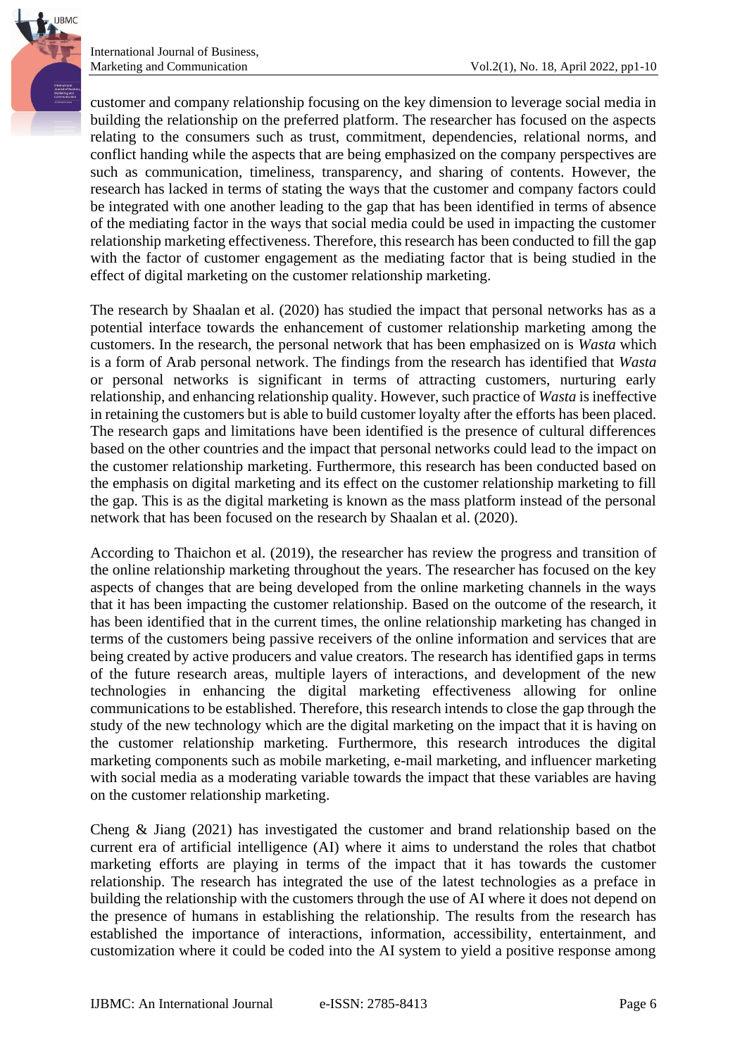customer and company relationship focusing on the key dimension to leverage social media in building the relationship on the preferred platform. The researcher has focused on the aspects relating to the consumers such as trust, commitment, dependencies, relational norms, and conflict handing while the aspects that are being emphasized on the company perspectives are such as communication, timeliness, transparency, and sharing of contents. However, the research has lacked in terms of stating the ways that the customer and company factors could be integrated with one another leading to the gap that has been identified in terms of absence of the mediating factor in the ways that social media could be used in impacting the customer relationship marketing effectiveness. Therefore, this research has been conducted to fill the gap with the factor of customer engagement as the mediating factor that is being studied in the effect of digital marketing on the customer relationship marketing.

The research by Shaalan et al. (2020) has studied the impact that personal networks has as a potential interface towards the enhancement of customer relationship marketing among the customers. In the research, the personal network that has been emphasized on is *Wasta* which is a form of Arab personal network. The findings from the research has identified that *Wasta* or personal networks is significant in terms of attracting customers, nurturing early relationship, and enhancing relationship quality. However, such practice of *Wasta* is ineffective in retaining the customers but is able to build customer loyalty after the efforts has been placed. The research gaps and limitations have been identified is the presence of cultural differences based on the other countries and the impact that personal networks could lead to the impact on the customer relationship marketing. Furthermore, this research has been conducted based on the emphasis on digital marketing and its effect on the customer relationship marketing to fill the gap. This is as the digital marketing is known as the mass platform instead of the personal network that has been focused on the research by Shaalan et al. (2020).

According to Thaichon et al. (2019), the researcher has review the progress and transition of the online relationship marketing throughout the years. The researcher has focused on the key aspects of changes that are being developed from the online marketing channels in the ways that it has been impacting the customer relationship. Based on the outcome of the research, it has been identified that in the current times, the online relationship marketing has changed in terms of the customers being passive receivers of the online information and services that are being created by active producers and value creators. The research has identified gaps in terms of the future research areas, multiple layers of interactions, and development of the new technologies in enhancing the digital marketing effectiveness allowing for online communications to be established. Therefore, this research intends to close the gap through the study of the new technology which are the digital marketing on the impact that it is having on the customer relationship marketing. Furthermore, this research introduces the digital marketing components such as mobile marketing, e-mail marketing, and influencer marketing with social media as a moderating variable towards the impact that these variables are having on the customer relationship marketing.

Cheng & Jiang (2021) has investigated the customer and brand relationship based on the current era of artificial intelligence (AI) where it aims to understand the roles that chatbot marketing efforts are playing in terms of the impact that it has towards the customer relationship. The research has integrated the use of the latest technologies as a preface in building the relationship with the customers through the use of AI where it does not depend on the presence of humans in establishing the relationship. The results from the research has established the importance of interactions, information, accessibility, entertainment, and customization where it could be coded into the AI system to yield a positive response among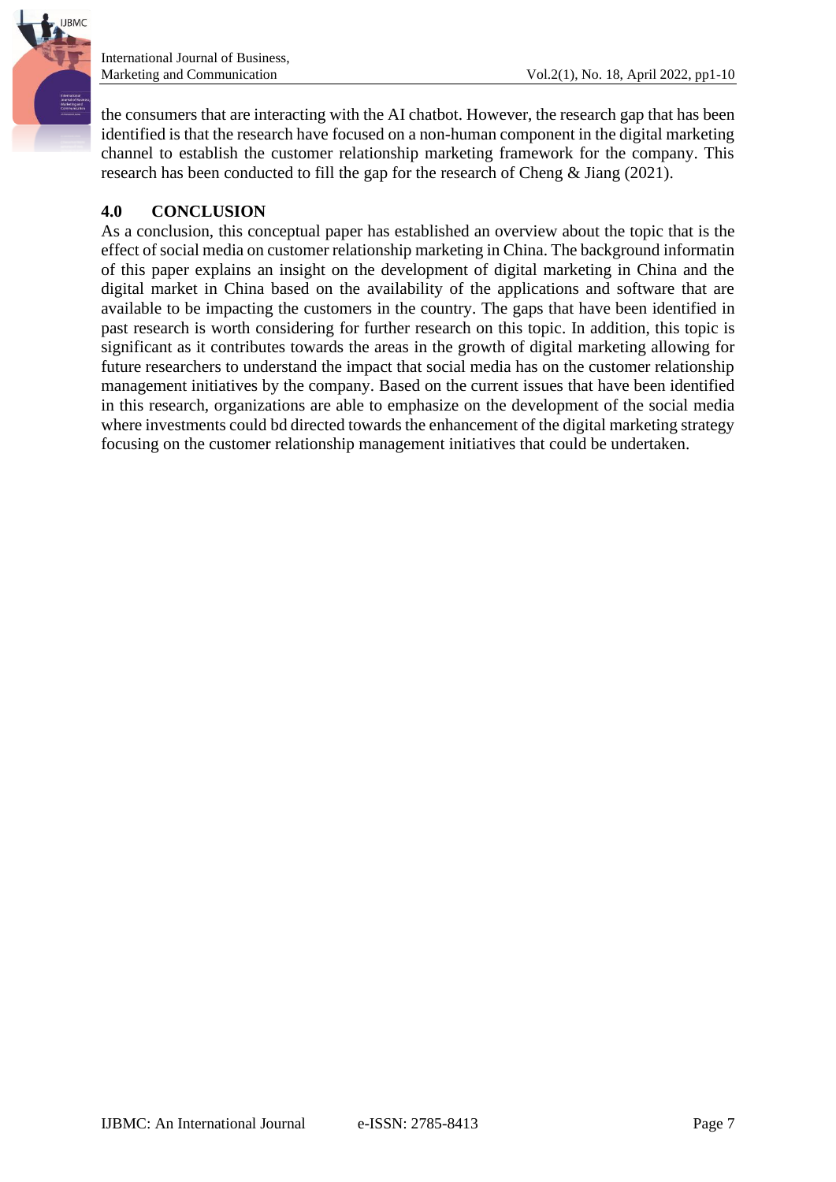the consumers that are interacting with the AI chatbot. However, the research gap that has been identified is that the research have focused on a non-human component in the digital marketing channel to establish the customer relationship marketing framework for the company. This research has been conducted to fill the gap for the research of Cheng & Jiang (2021).

## 4.0 CONCLUSION

As a conclusion, this conceptual paper has established an overview about the topic that is the effect of social media on customer relationship marketing in China. The background informatin of this paper explains an insight on the development of digital marketing in China and the digital market in China based on the availability of the applications and software that are available to be impacting the customers in the country. The gaps that have been identified in past research is worth considering for further research on this topic. In addition, this topic is significant as it contributes towards the areas in the growth of digital marketing allowing for future researchers to understand the impact that social media has on the customer relationship management initiatives by the company. Based on the current issues that have been identified in this research, organizations are able to emphasize on the development of the social media where investments could bd directed towards the enhancement of the digital marketing strategy focusing on the customer relationship management initiatives that could be undertaken.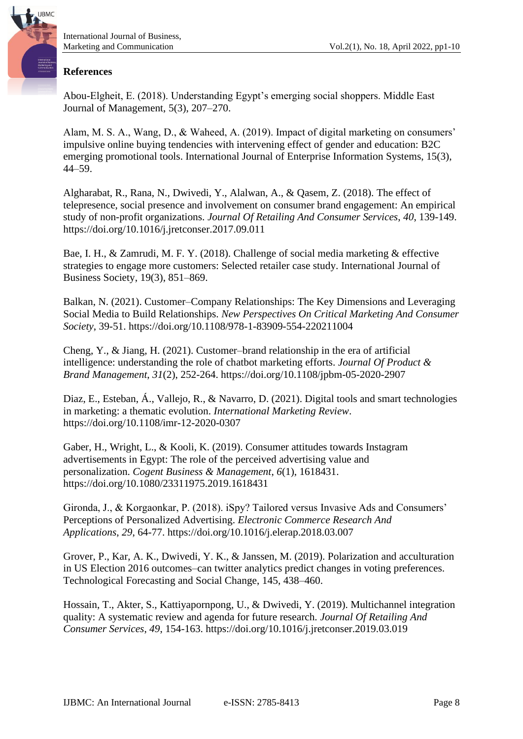## References

Abou-Elgheit, E. (2018). Understanding Egypt's emerging social shoppers. Middle East Journal of Management, 5(3), 207–270.

Alam, M. S. A., Wang, D., & Waheed, A. (2019). Impact of digital marketing on consumers' impulsive online buying tendencies with intervening effect of gender and education: B2C emerging promotional tools. International Journal of Enterprise Information Systems, 15(3), 44–59.

Algharabat, R., Rana, N., Dwivedi, Y., Alalwan, A., & Qasem, Z. (2018). The effect of telepresence, social presence and involvement on consumer brand engagement: An empirical study of non-profit organizations. *Journal Of Retailing And Consumer Services*, *40*, 139-149. https://doi.org/10.1016/j.jretconser.2017.09.011

Bae, I. H., & Zamrudi, M. F. Y. (2018). Challenge of social media marketing & effective strategies to engage more customers: Selected retailer case study. International Journal of Business Society, 19(3), 851–869.

Balkan, N. (2021). Customer–Company Relationships: The Key Dimensions and Leveraging Social Media to Build Relationships. *New Perspectives On Critical Marketing And Consumer Society*, 39-51. https://doi.org/10.1108/978-1-83909-554-220211004

Cheng, Y., & Jiang, H. (2021). Customer–brand relationship in the era of artificial intelligence: understanding the role of chatbot marketing efforts. *Journal Of Product & Brand Management*, *31*(2), 252-264. https://doi.org/10.1108/jpbm-05-2020-2907

Diaz, E., Esteban, Á., Vallejo, R., & Navarro, D. (2021). Digital tools and smart technologies in marketing: a thematic evolution. *International Marketing Review*. https://doi.org/10.1108/imr-12-2020-0307

Gaber, H., Wright, L., & Kooli, K. (2019). Consumer attitudes towards Instagram advertisements in Egypt: The role of the perceived advertising value and personalization. *Cogent Business & Management*, *6*(1), 1618431. https://doi.org/10.1080/23311975.2019.1618431

Gironda, J., & Korgaonkar, P. (2018). iSpy? Tailored versus Invasive Ads and Consumers' Perceptions of Personalized Advertising. *Electronic Commerce Research And Applications*, *29*, 64-77. https://doi.org/10.1016/j.elerap.2018.03.007

Grover, P., Kar, A. K., Dwivedi, Y. K., & Janssen, M. (2019). Polarization and acculturation in US Election 2016 outcomes–can twitter analytics predict changes in voting preferences. Technological Forecasting and Social Change, 145, 438–460.

Hossain, T., Akter, S., Kattiyapornpong, U., & Dwivedi, Y. (2019). Multichannel integration quality: A systematic review and agenda for future research. *Journal Of Retailing And Consumer Services*, *49*, 154-163. https://doi.org/10.1016/j.jretconser.2019.03.019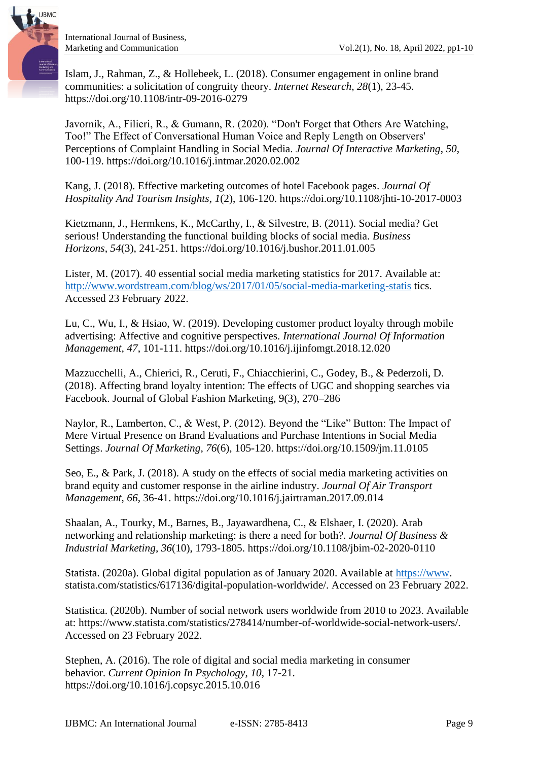Islam, J., Rahman, Z., & Hollebeek, L. (2018). Consumer engagement in online brand communities: a solicitation of congruity theory. *Internet Research*, *28*(1), 23-45. https://doi.org/10.1108/intr-09-2016-0279

Javornik, A., Filieri, R., & Gumann, R. (2020). "Don't Forget that Others Are Watching, Too!" The Effect of Conversational Human Voice and Reply Length on Observers' Perceptions of Complaint Handling in Social Media. *Journal Of Interactive Marketing*, *50*, 100-119. https://doi.org/10.1016/j.intmar.2020.02.002

Kang, J. (2018). Effective marketing outcomes of hotel Facebook pages. *Journal Of Hospitality And Tourism Insights*, *1*(2), 106-120. https://doi.org/10.1108/jhti-10-2017-0003

Kietzmann, J., Hermkens, K., McCarthy, I., & Silvestre, B. (2011). Social media? Get serious! Understanding the functional building blocks of social media. *Business Horizons*, *54*(3), 241-251. https://doi.org/10.1016/j.bushor.2011.01.005

Lister, M. (2017). 40 essential social media marketing statistics for 2017. Available at: http://www.wordstream.com/blog/ws/2017/01/05/social-media-marketing-statis tics. Accessed 23 February 2022.

Lu, C., Wu, I., & Hsiao, W. (2019). Developing customer product loyalty through mobile advertising: Affective and cognitive perspectives. *International Journal Of Information Management*, *47*, 101-111. https://doi.org/10.1016/j.ijinfomgt.2018.12.020

Mazzucchelli, A., Chierici, R., Ceruti, F., Chiacchierini, C., Godey, B., & Pederzoli, D. (2018). Affecting brand loyalty intention: The effects of UGC and shopping searches via Facebook. Journal of Global Fashion Marketing, 9(3), 270–286

Naylor, R., Lamberton, C., & West, P. (2012). Beyond the "Like" Button: The Impact of Mere Virtual Presence on Brand Evaluations and Purchase Intentions in Social Media Settings. *Journal Of Marketing*, *76*(6), 105-120. https://doi.org/10.1509/jm.11.0105

Seo, E., & Park, J. (2018). A study on the effects of social media marketing activities on brand equity and customer response in the airline industry. *Journal Of Air Transport Management*, *66*, 36-41. https://doi.org/10.1016/j.jairtraman.2017.09.014

Shaalan, A., Tourky, M., Barnes, B., Jayawardhena, C., & Elshaer, I. (2020). Arab networking and relationship marketing: is there a need for both?. *Journal Of Business & Industrial Marketing*, *36*(10), 1793-1805. https://doi.org/10.1108/jbim-02-2020-0110

Statista. (2020a). Global digital population as of January 2020. Available at https://www. statista.com/statistics/617136/digital-population-worldwide/. Accessed on 23 February 2022.

Statistica. (2020b). Number of social network users worldwide from 2010 to 2023. Available at: https://www.statista.com/statistics/278414/number-of-worldwide-social-network-users/. Accessed on 23 February 2022.

Stephen, A. (2016). The role of digital and social media marketing in consumer behavior. *Current Opinion In Psychology*, *10*, 17-21. https://doi.org/10.1016/j.copsyc.2015.10.016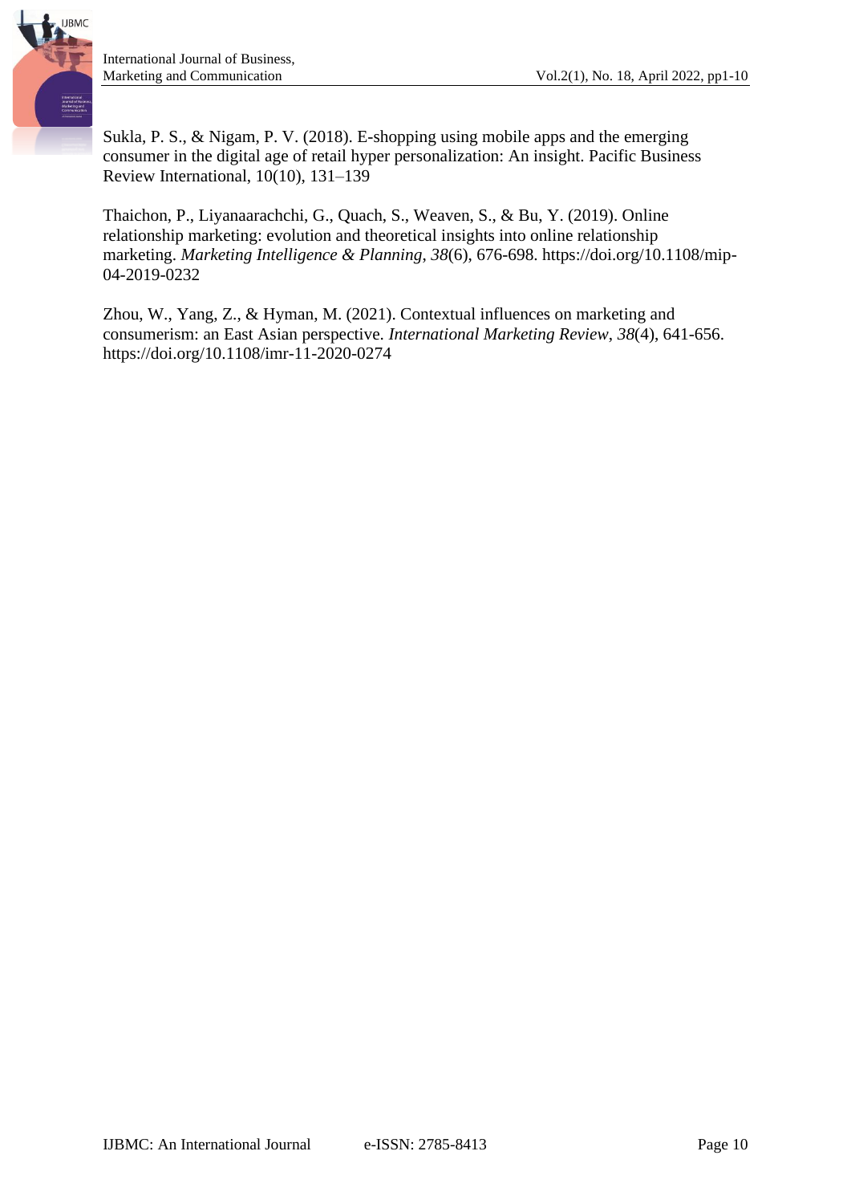Sukla, P. S., & Nigam, P. V. (2018). E-shopping using mobile apps and the emerging consumer in the digital age of retail hyper personalization: An insight. Pacific Business Review International, 10(10), 131–139

Thaichon, P., Liyanaarachchi, G., Quach, S., Weaven, S., & Bu, Y. (2019). Online relationship marketing: evolution and theoretical insights into online relationship marketing. *Marketing Intelligence & Planning*, *38*(6), 676-698. https://doi.org/10.1108/mip-04-2019-0232

Zhou, W., Yang, Z., & Hyman, M. (2021). Contextual influences on marketing and consumerism: an East Asian perspective. *International Marketing Review*, *38*(4), 641-656. https://doi.org/10.1108/imr-11-2020-0274